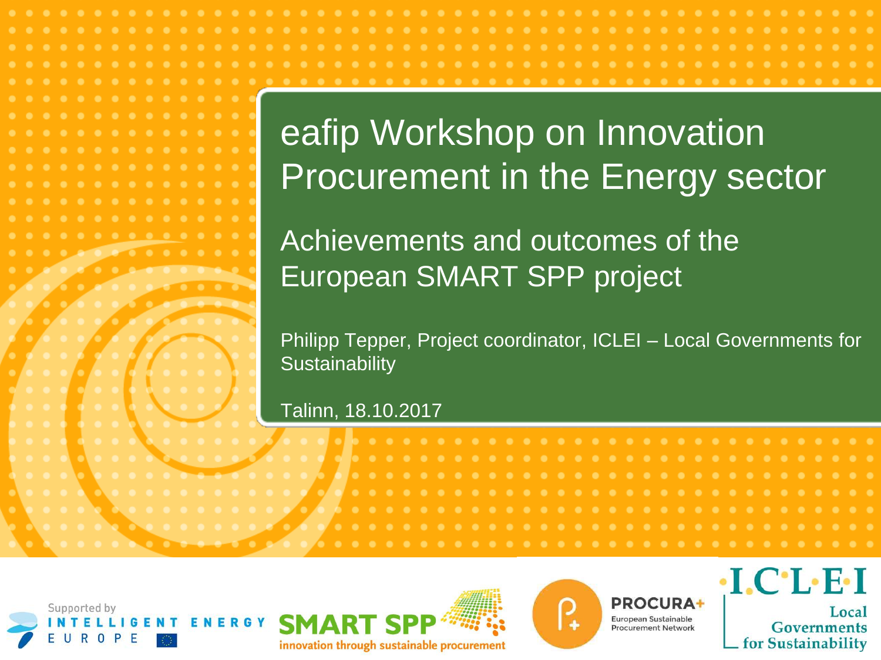# eafip Workshop on Innovation Procurement in the Energy sector

## Achievements and outcomes of the European SMART SPP project

Philipp Tepper, Project coordinator, ICLEI – Local Governments for Sustainability

Talinn, 18.10.2017

Supported by INTELLIGENT ENERGY EUROPE

SMART SPP innovation through sustainable procurement

PROCURA+ European Sustainable Procurement Network

ICLEI Local Governments for Sustainability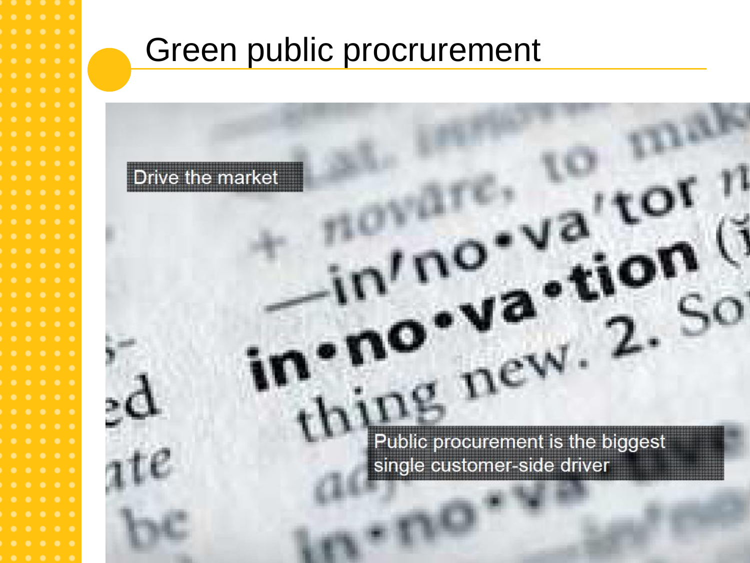# Green public procrurement

Drive the market

Public procurement is the biggest single customer-side driver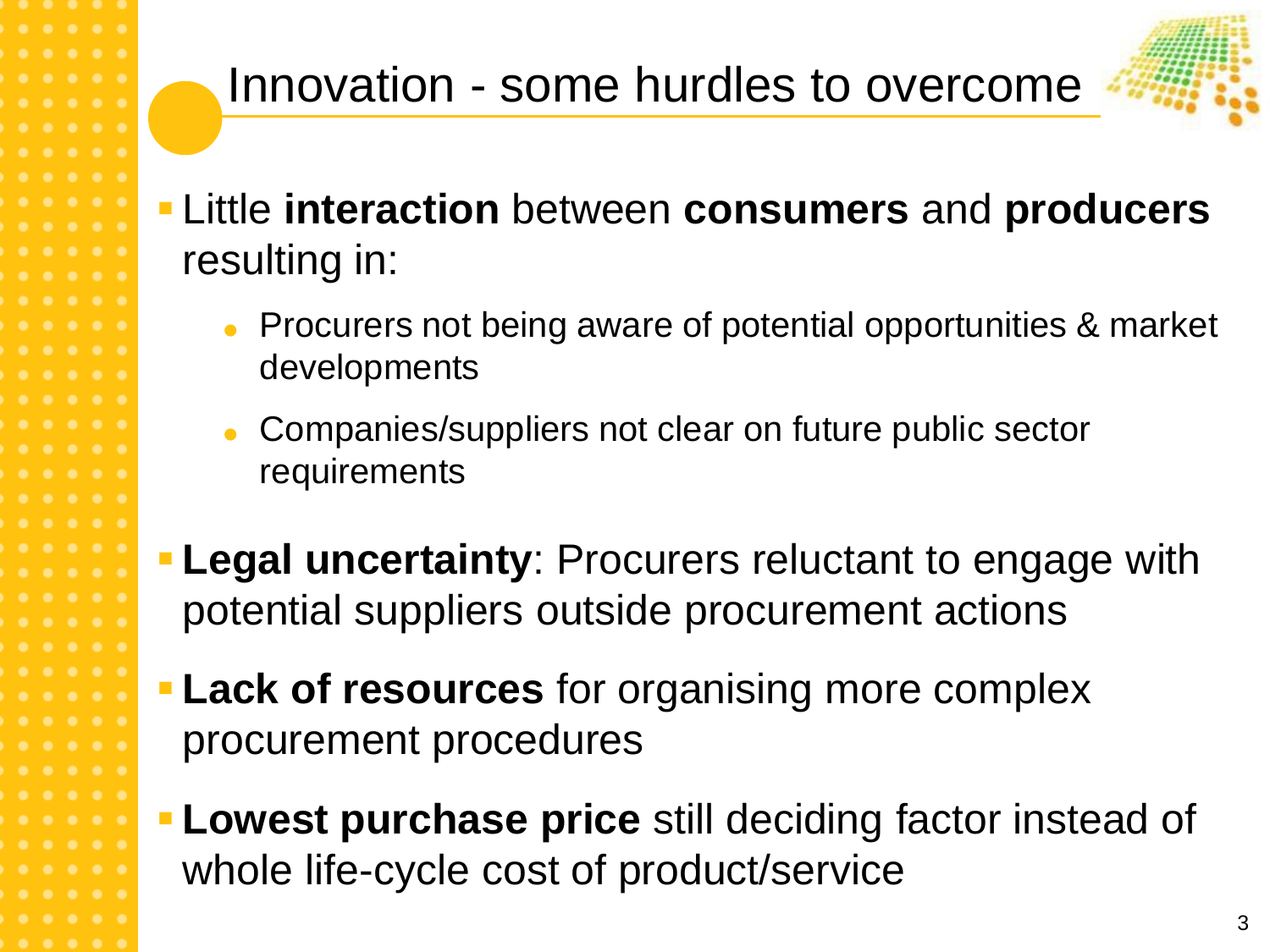# Innovation - some hurdles to overcome

- Little **interaction** between **consumers** and **producers** resulting in:
  - Procurers not being aware of potential opportunities & market developments
  - Companies/suppliers not clear on future public sector requirements
- **Legal uncertainty**: Procurers reluctant to engage with potential suppliers outside procurement actions
- **Lack of resources** for organising more complex procurement procedures
- **Lowest purchase price** still deciding factor instead of whole life-cycle cost of product/service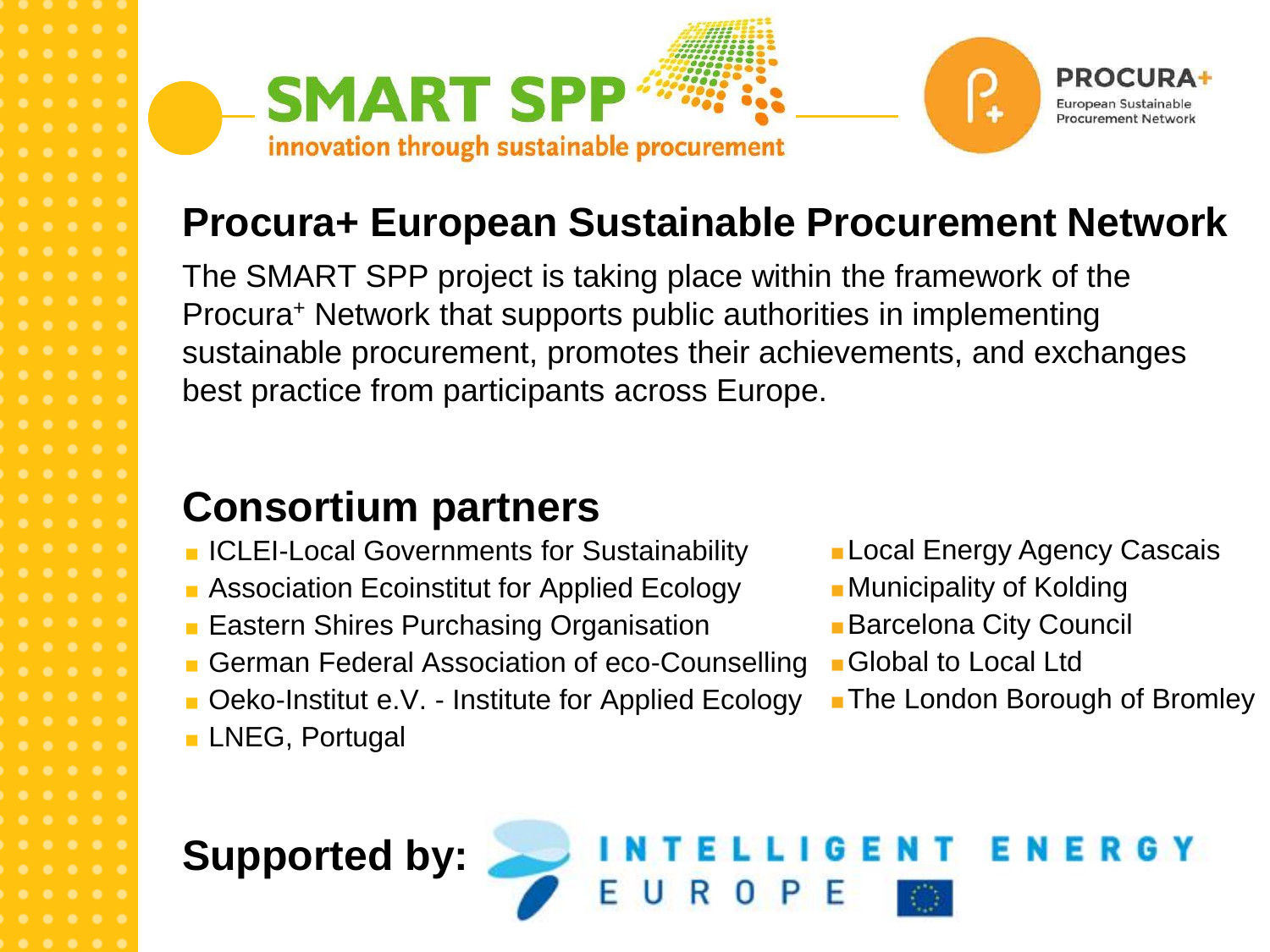SMART SPP

innovation through sustainable procurement

PROCURA+

European Sustainable Procurement Network

## Procura+ European Sustainable Procurement Network

The SMART SPP project is taking place within the framework of the Procura+ Network that supports public authorities in implementing sustainable procurement, promotes their achievements, and exchanges best practice from participants across Europe.

## Consortium partners

- ICLEI-Local Governments for Sustainability
- Association Ecoinstitut for Applied Ecology
- Eastern Shires Purchasing Organisation
- German Federal Association of eco-Counselling
- Oeko-Institut e.V. - Institute for Applied Ecology
- LNEG, Portugal
- Local Energy Agency Cascais
- Municipality of Kolding
- Barcelona City Council
- Global to Local Ltd
- The London Borough of Bromley

## Supported by:

INTELLIGENT ENERGY EUROPE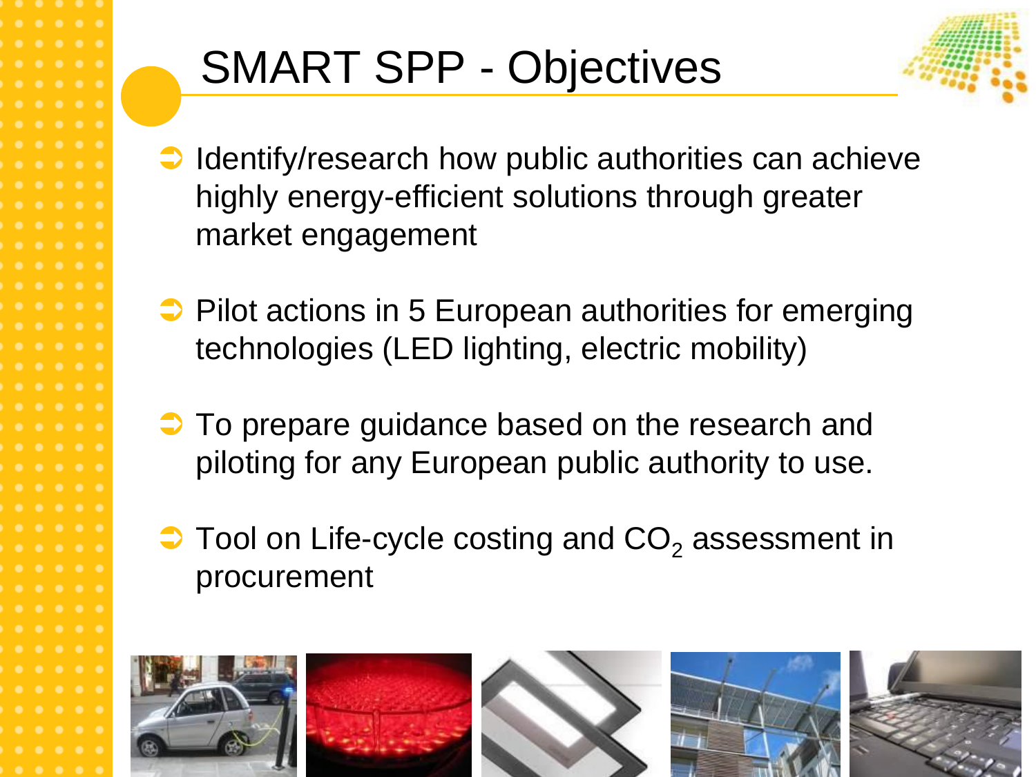# SMART SPP - Objectives

- Identify/research how public authorities can achieve highly energy-efficient solutions through greater market engagement
- Pilot actions in 5 European authorities for emerging technologies (LED lighting, electric mobility)
- To prepare guidance based on the research and piloting for any European public authority to use.
- Tool on Life-cycle costing and $CO_2$ assessment in procurement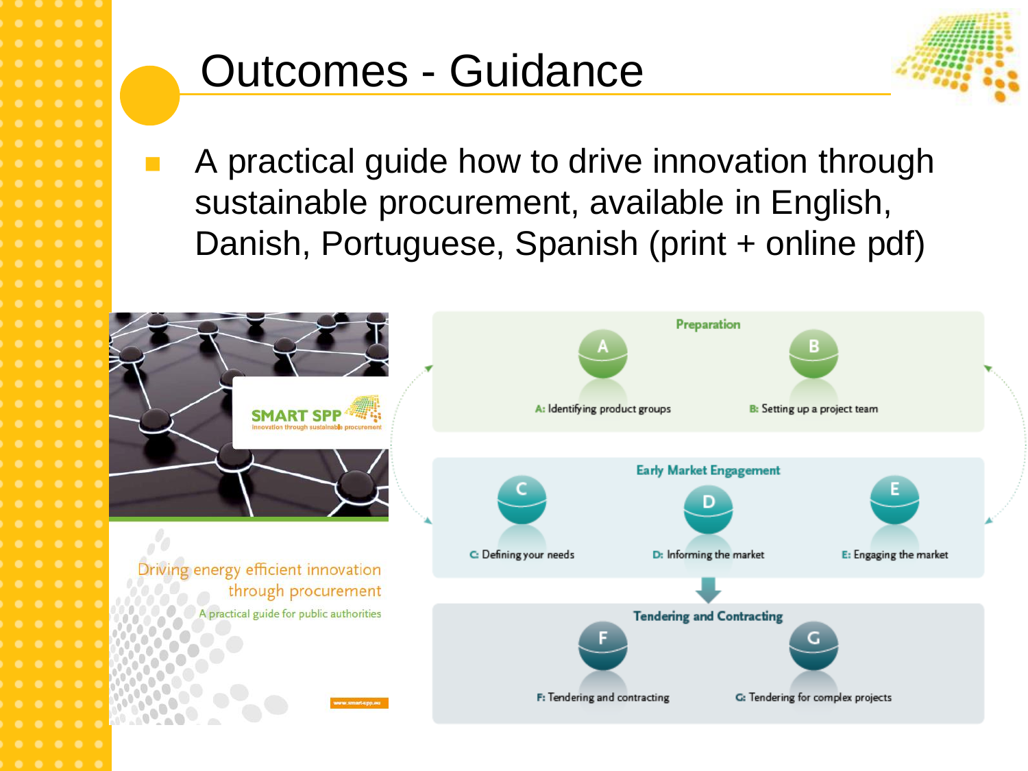# Outcomes - Guidance

- A practical guide how to drive innovation through sustainable procurement, available in English, Danish, Portuguese, Spanish (print + online pdf)

SMART SPP

Innovation through sustainable procurement

Driving energy efficient innovation through procurement

A practical guide for public authorities

www.smart-spp.eu

**Preparation**

- A: Identifying product groups
- B: Setting up a project team

**Early Market Engagement**

- C: Defining your needs
- D: Informing the market
- E: Engaging the market

**Tendering and Contracting**

- F: Tendering and contracting
- G: Tendering for complex projects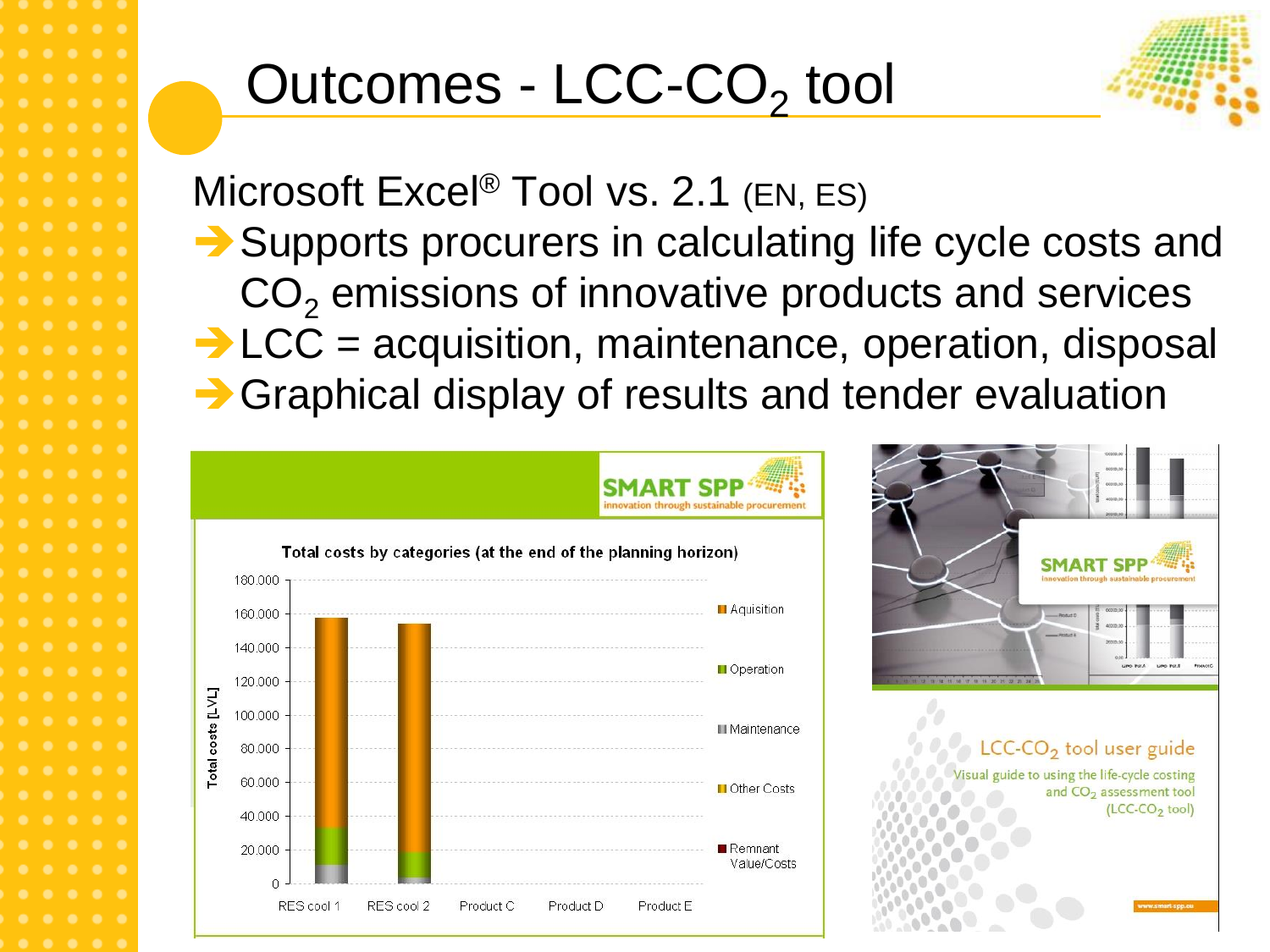# Outcomes - LCC-$CO_2$ tool

Microsoft Excel® Tool vs. 2.1 (EN, ES)

- ➔ Supports procurers in calculating life cycle costs and $CO_2$ emissions of innovative products and services
- ➔ LCC = acquisition, maintenance, operation, disposal
- ➔ Graphical display of results and tender evaluation

SMART SPP innovation through sustainable procurement

Total costs by categories (at the end of the planning horizon)

Total costs [LVL]

180.000
160.000
140.000
120.000
100.000
80.000
60.000
40.000
20.000
0

RES cool 1 | RES cool 2 | Product C | Product D | Product E

Aquisition
Operation
Maintenance
Other Costs
Remnant Value/Costs

SMART SPP innovation through sustainable procurement

LCC-$CO_2$ tool user guide

Visual guide to using the life-cycle costing and $CO_2$ assessment tool (LCC-$CO_2$ tool)

www.smart-spp.eu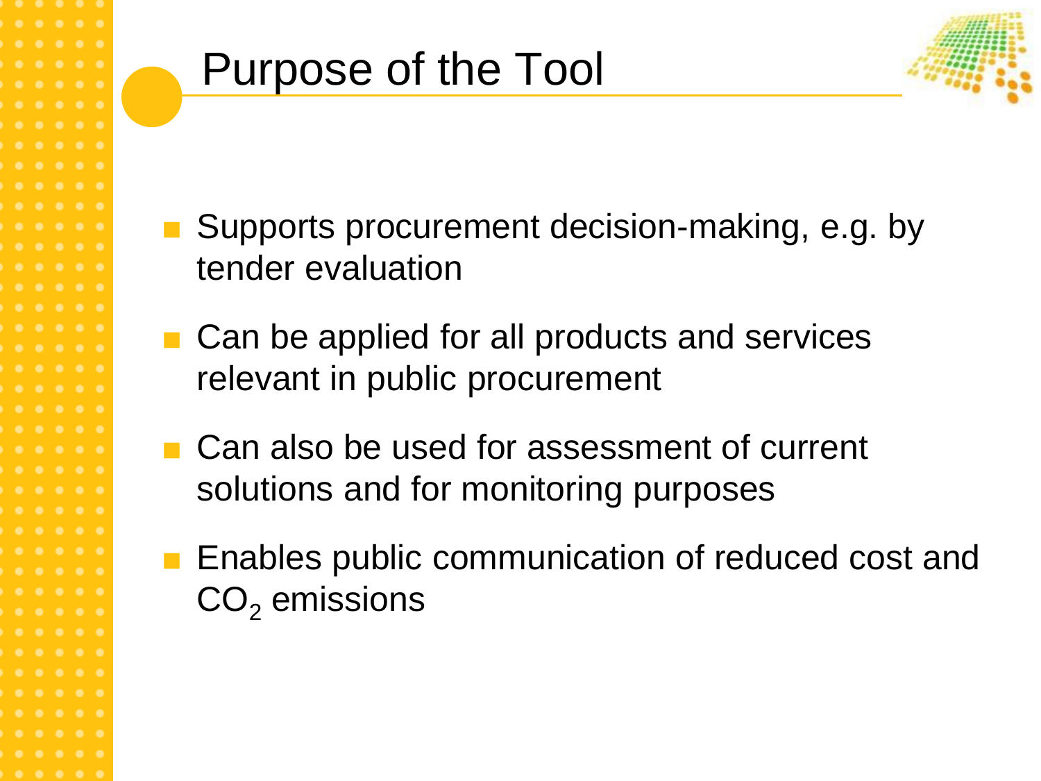# Purpose of the Tool

- Supports procurement decision-making, e.g. by tender evaluation
- Can be applied for all products and services relevant in public procurement
- Can also be used for assessment of current solutions and for monitoring purposes
- Enables public communication of reduced cost and $CO_2$ emissions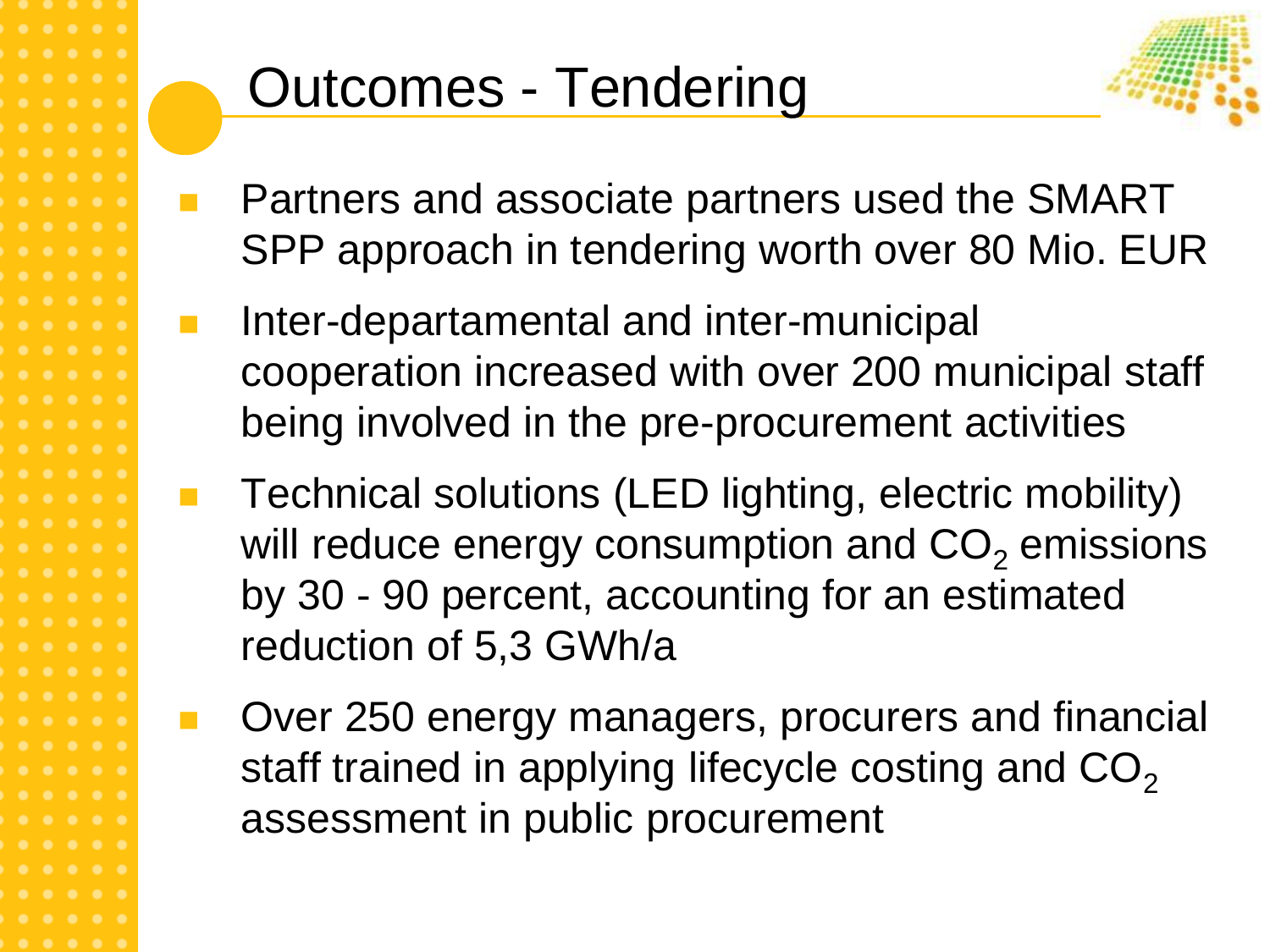# Outcomes - Tendering

- Partners and associate partners used the SMART SPP approach in tendering worth over 80 Mio. EUR
- Inter-departamental and inter-municipal cooperation increased with over 200 municipal staff being involved in the pre-procurement activities
- Technical solutions (LED lighting, electric mobility) will reduce energy consumption and $CO_2$ emissions by 30 - 90 percent, accounting for an estimated reduction of 5,3 GWh/a
- Over 250 energy managers, procurers and financial staff trained in applying lifecycle costing and $CO_2$ assessment in public procurement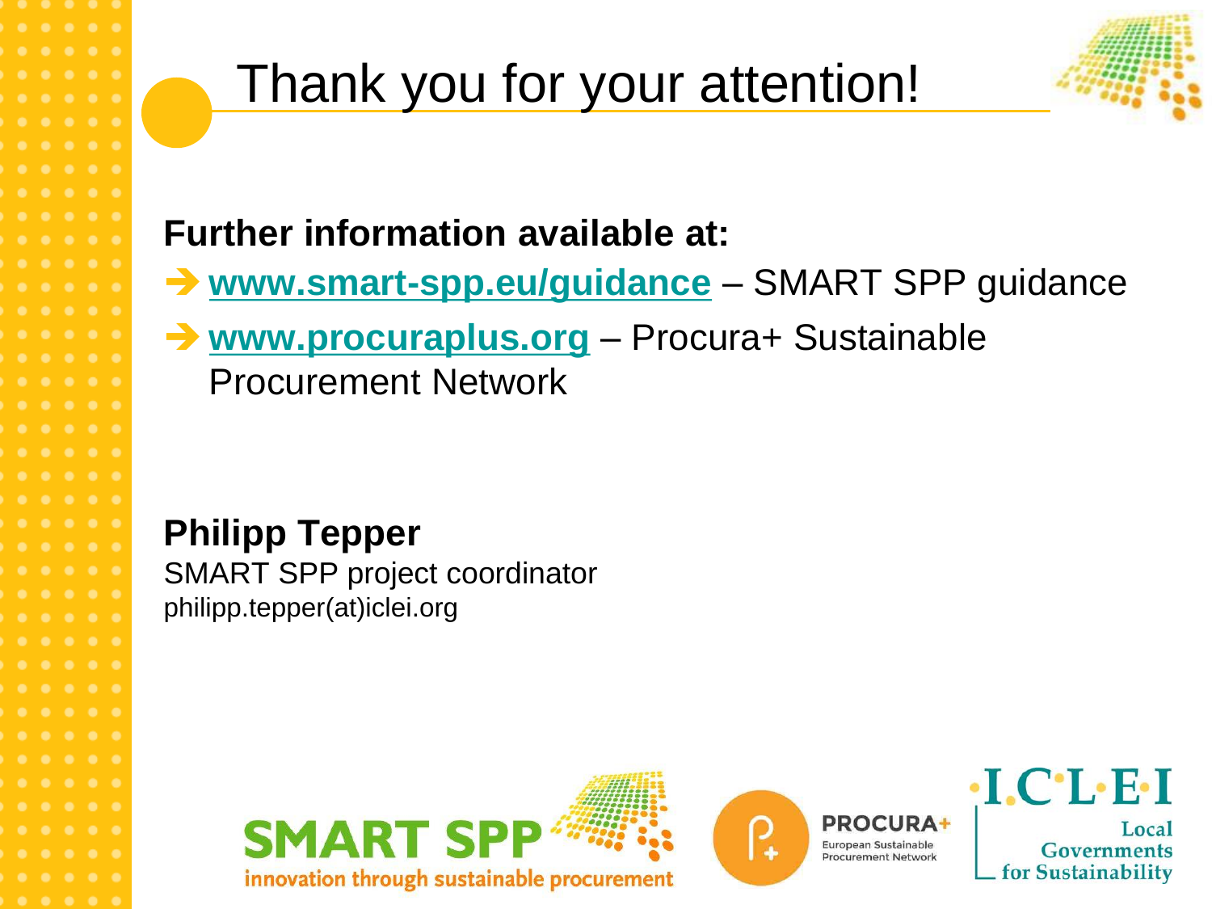# Thank you for your attention!

**Further information available at:**

➔ **www.smart-spp.eu/guidance** – SMART SPP guidance

➔ **www.procuraplus.org** – Procura+ Sustainable Procurement Network

**Philipp Tepper**

SMART SPP project coordinator

philipp.tepper(at)iclei.org

SMART SPP

innovation through sustainable procurement

PROCURA+

European Sustainable Procurement Network

I.C.L.E.I

Local Governments for Sustainability